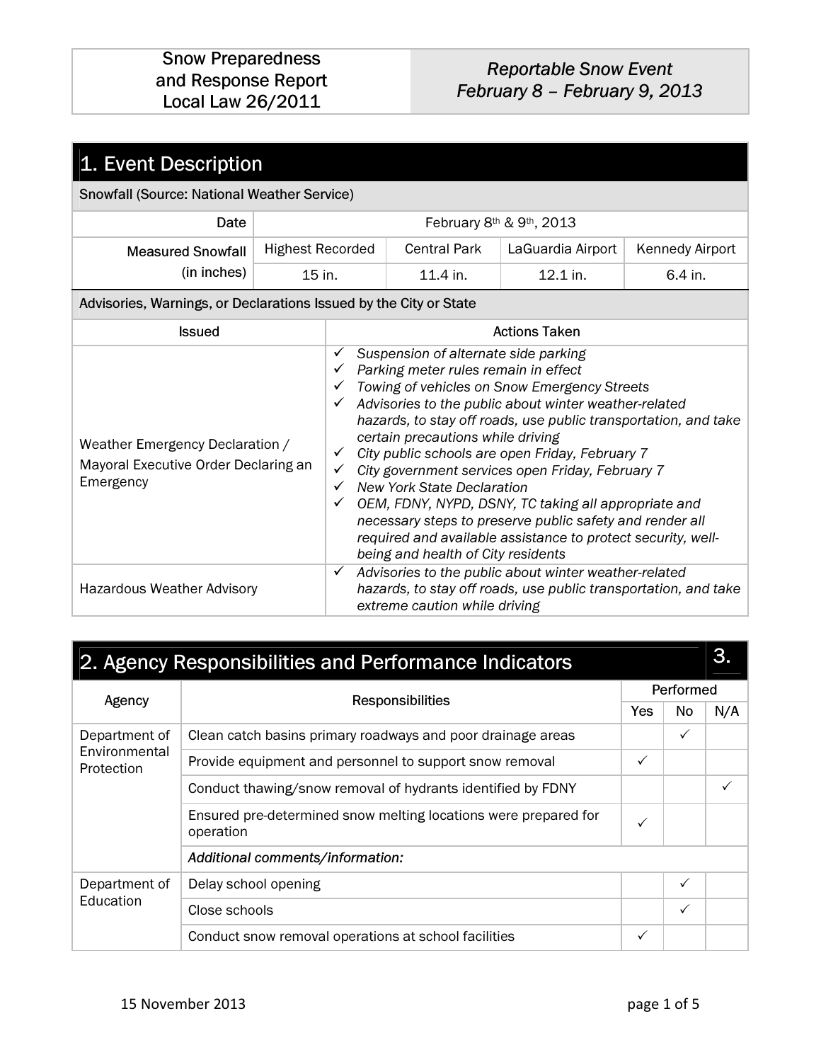| Snow Preparedness and Response Report Local Law 26/2011 | *Reportable Snow Event February 8 – February 9, 2013* |
|---|---|

## 1. Event Description

**Snowfall (Source: National Weather Service)**

| | | | | |
|---|---|---|---|---|
| Date | February 8th & 9th, 2013 | | | |
| Measured Snowfall (in inches) | Highest Recorded | Central Park | LaGuardia Airport | Kennedy Airport |
| | 15 in. | 11.4 in. | 12.1 in. | 6.4 in. |

**Advisories, Warnings, or Declarations Issued by the City or State**

| Issued | Actions Taken |
|---|---|
| Weather Emergency Declaration / Mayoral Executive Order Declaring an Emergency | ✓ *Suspension of alternate side parking*<br>✓ *Parking meter rules remain in effect*<br>✓ *Towing of vehicles on Snow Emergency Streets*<br>✓ *Advisories to the public about winter weather-related hazards, to stay off roads, use public transportation, and take certain precautions while driving*<br>✓ *City public schools are open Friday, February 7*<br>✓ *City government services open Friday, February 7*<br>✓ *New York State Declaration*<br>✓ *OEM, FDNY, NYPD, DSNY, TC taking all appropriate and necessary steps to preserve public safety and render all required and available assistance to protect security, well-being and health of City residents* |
| Hazardous Weather Advisory | ✓ *Advisories to the public about winter weather-related hazards, to stay off roads, use public transportation, and take extreme caution while driving* |

## 2. Agency Responsibilities and Performance Indicators

3.

| Agency | Responsibilities | Performed | | |
|---|---|---|---|---|
| | | Yes | No | N/A |
| Department of Environmental Protection | Clean catch basins primary roadways and poor drainage areas | | ✓ | |
| | Provide equipment and personnel to support snow removal | ✓ | | |
| | Conduct thawing/snow removal of hydrants identified by FDNY | | | ✓ |
| | Ensured pre-determined snow melting locations were prepared for operation | ✓ | | |
| | *Additional comments/information:* | | | |
| Department of Education | Delay school opening | | ✓ | |
| | Close schools | | ✓ | |
| | Conduct snow removal operations at school facilities | ✓ | | |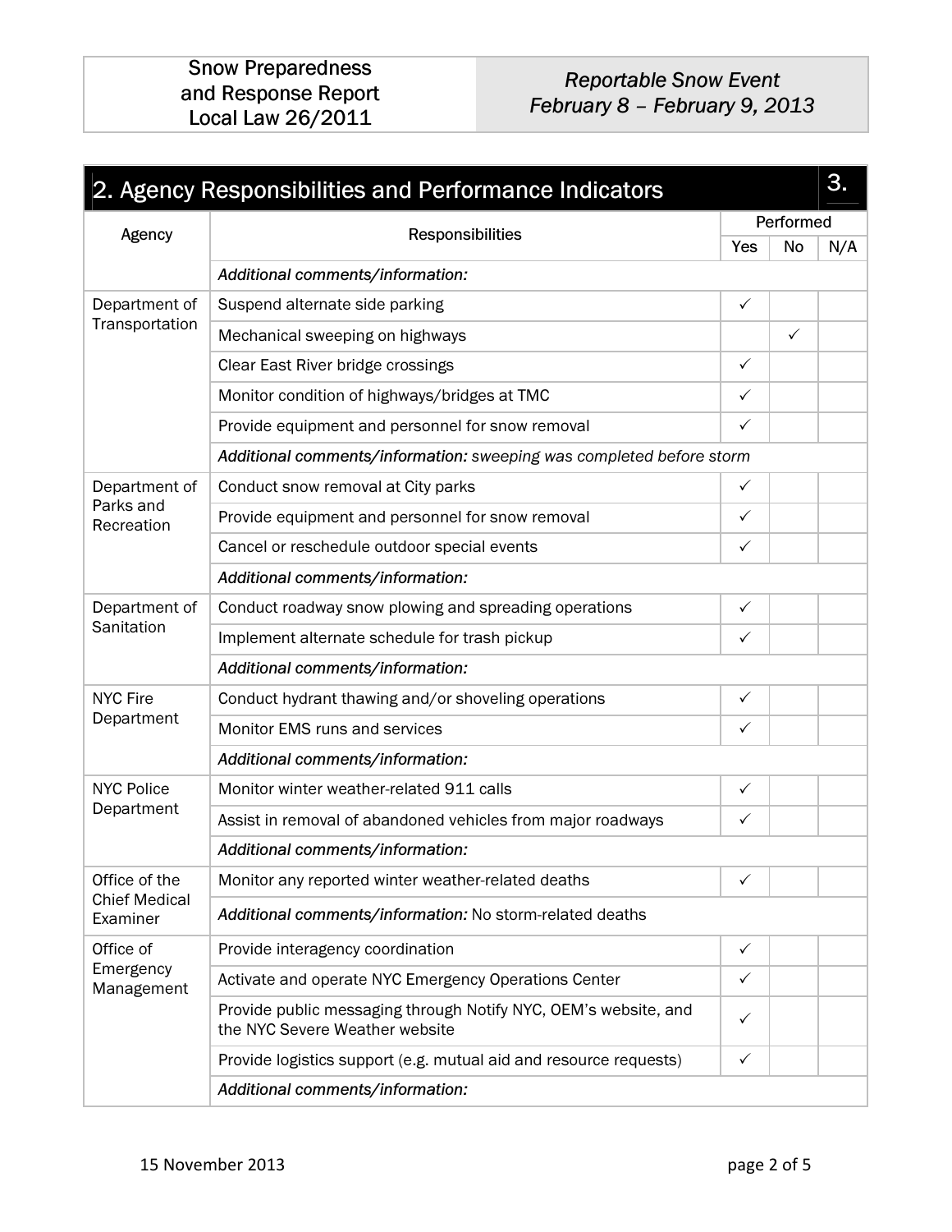## 2. Agency Responsibilities and Performance Indicators

| Agency | Responsibilities | Performed | | |
|---|---|---|---|---|
| | | Yes | No | N/A |
| | *Additional comments/information:* | | | |
| Department of Transportation | Suspend alternate side parking | ✓ | | |
| | Mechanical sweeping on highways | | ✓ | |
| | Clear East River bridge crossings | ✓ | | |
| | Monitor condition of highways/bridges at TMC | ✓ | | |
| | Provide equipment and personnel for snow removal | ✓ | | |
| | *Additional comments/information: sweeping was completed before storm* | | | |
| Department of Parks and Recreation | Conduct snow removal at City parks | ✓ | | |
| | Provide equipment and personnel for snow removal | ✓ | | |
| | Cancel or reschedule outdoor special events | ✓ | | |
| | *Additional comments/information:* | | | |
| Department of Sanitation | Conduct roadway snow plowing and spreading operations | ✓ | | |
| | Implement alternate schedule for trash pickup | ✓ | | |
| | *Additional comments/information:* | | | |
| NYC Fire Department | Conduct hydrant thawing and/or shoveling operations | ✓ | | |
| | Monitor EMS runs and services | ✓ | | |
| | *Additional comments/information:* | | | |
| NYC Police Department | Monitor winter weather-related 911 calls | ✓ | | |
| | Assist in removal of abandoned vehicles from major roadways | ✓ | | |
| | *Additional comments/information:* | | | |
| Office of the Chief Medical Examiner | Monitor any reported winter weather-related deaths | ✓ | | |
| | *Additional comments/information:* No storm-related deaths | | | |
| Office of Emergency Management | Provide interagency coordination | ✓ | | |
| | Activate and operate NYC Emergency Operations Center | ✓ | | |
| | Provide public messaging through Notify NYC, OEM's website, and the NYC Severe Weather website | ✓ | | |
| | Provide logistics support (e.g. mutual aid and resource requests) | ✓ | | |
| | *Additional comments/information:* | | | |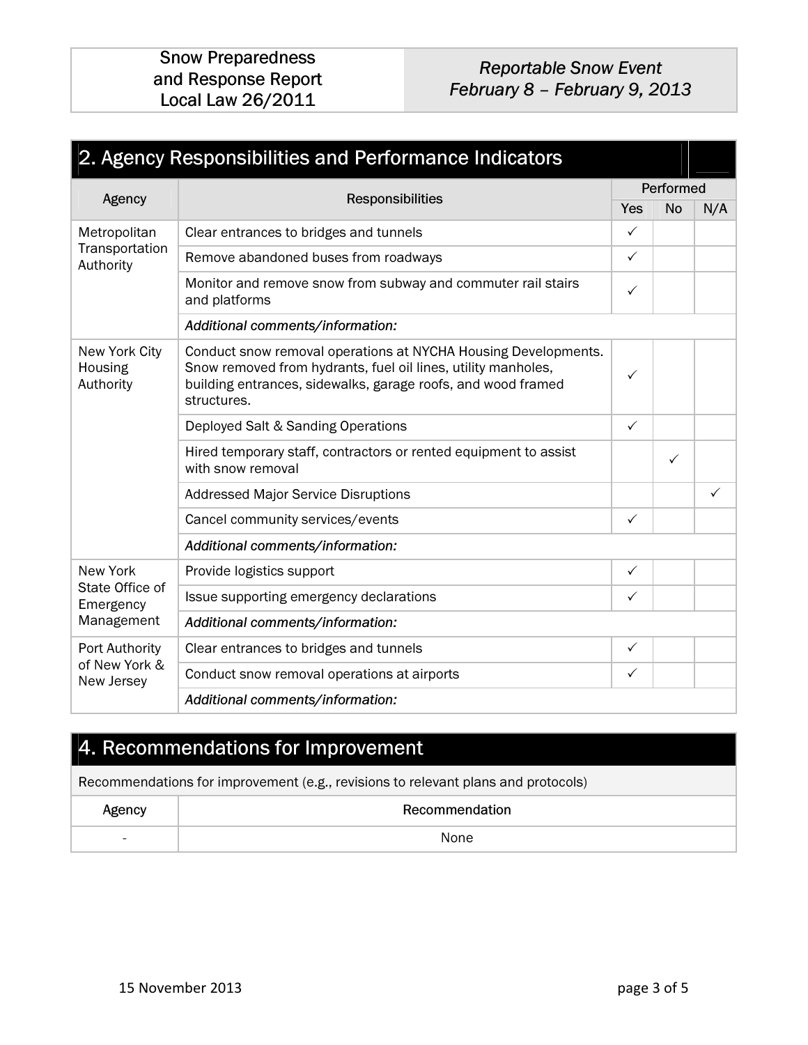## 2. Agency Responsibilities and Performance Indicators

| Agency | Responsibilities | Performed | | |
|---|---|---|---|---|
| | | Yes | No | N/A |
| Metropolitan Transportation Authority | Clear entrances to bridges and tunnels | ✓ | | |
| | Remove abandoned buses from roadways | ✓ | | |
| | Monitor and remove snow from subway and commuter rail stairs and platforms | ✓ | | |
| | *Additional comments/information:* | | | |
| New York City Housing Authority | Conduct snow removal operations at NYCHA Housing Developments. Snow removed from hydrants, fuel oil lines, utility manholes, building entrances, sidewalks, garage roofs, and wood framed structures. | ✓ | | |
| | Deployed Salt & Sanding Operations | ✓ | | |
| | Hired temporary staff, contractors or rented equipment to assist with snow removal | | ✓ | |
| | Addressed Major Service Disruptions | | | ✓ |
| | Cancel community services/events | ✓ | | |
| | *Additional comments/information:* | | | |
| New York State Office of Emergency Management | Provide logistics support | ✓ | | |
| | Issue supporting emergency declarations | ✓ | | |
| | *Additional comments/information:* | | | |
| Port Authority of New York & New Jersey | Clear entrances to bridges and tunnels | ✓ | | |
| | Conduct snow removal operations at airports | ✓ | | |
| | *Additional comments/information:* | | | |

## 4. Recommendations for Improvement

Recommendations for improvement (e.g., revisions to relevant plans and protocols)

| Agency | Recommendation |
|---|---|
| - | None |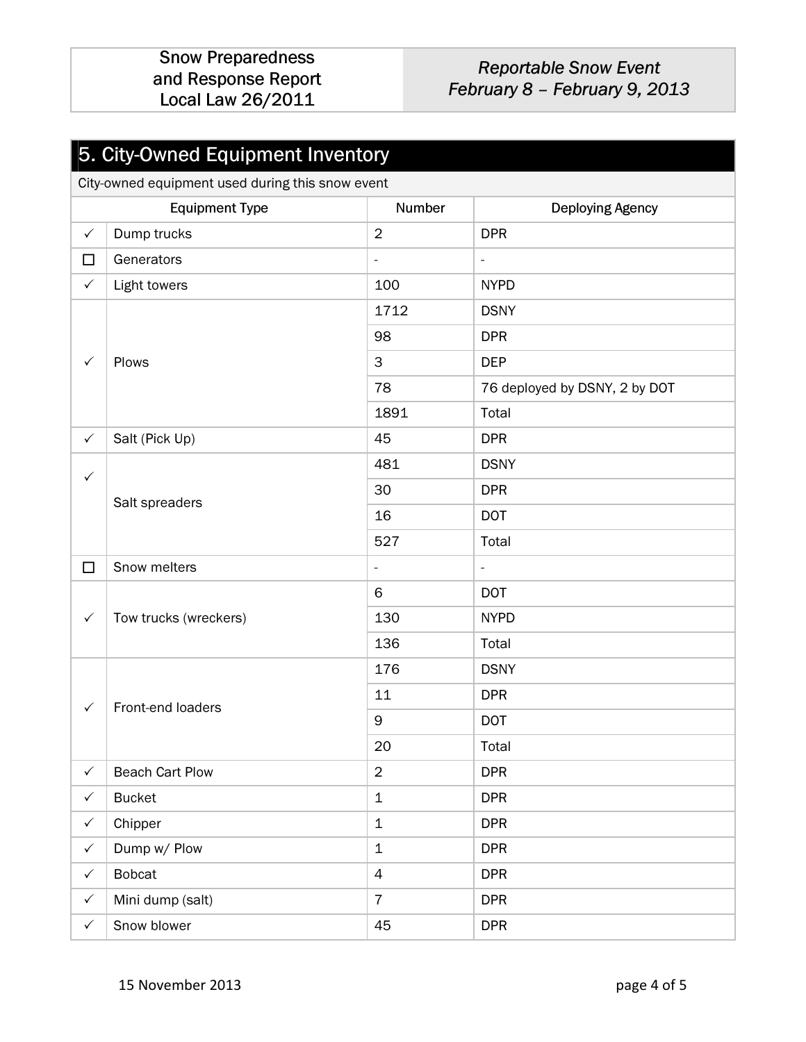## 5. City-Owned Equipment Inventory

City-owned equipment used during this snow event

| | Equipment Type | Number | Deploying Agency |
|---|---|---|---|
| ✓ | Dump trucks | 2 | DPR |
| ☐ | Generators | - | - |
| ✓ | Light towers | 100 | NYPD |
| ✓ | Plows | 1712 | DSNY |
| | | 98 | DPR |
| | | 3 | DEP |
| | | 78 | 76 deployed by DSNY, 2 by DOT |
| | | 1891 | Total |
| ✓ | Salt (Pick Up) | 45 | DPR |
| ✓ | Salt spreaders | 481 | DSNY |
| | | 30 | DPR |
| | | 16 | DOT |
| | | 527 | Total |
| ☐ | Snow melters | - | - |
| ✓ | Tow trucks (wreckers) | 6 | DOT |
| | | 130 | NYPD |
| | | 136 | Total |
| ✓ | Front-end loaders | 176 | DSNY |
| | | 11 | DPR |
| | | 9 | DOT |
| | | 20 | Total |
| ✓ | Beach Cart Plow | 2 | DPR |
| ✓ | Bucket | 1 | DPR |
| ✓ | Chipper | 1 | DPR |
| ✓ | Dump w/ Plow | 1 | DPR |
| ✓ | Bobcat | 4 | DPR |
| ✓ | Mini dump (salt) | 7 | DPR |
| ✓ | Snow blower | 45 | DPR |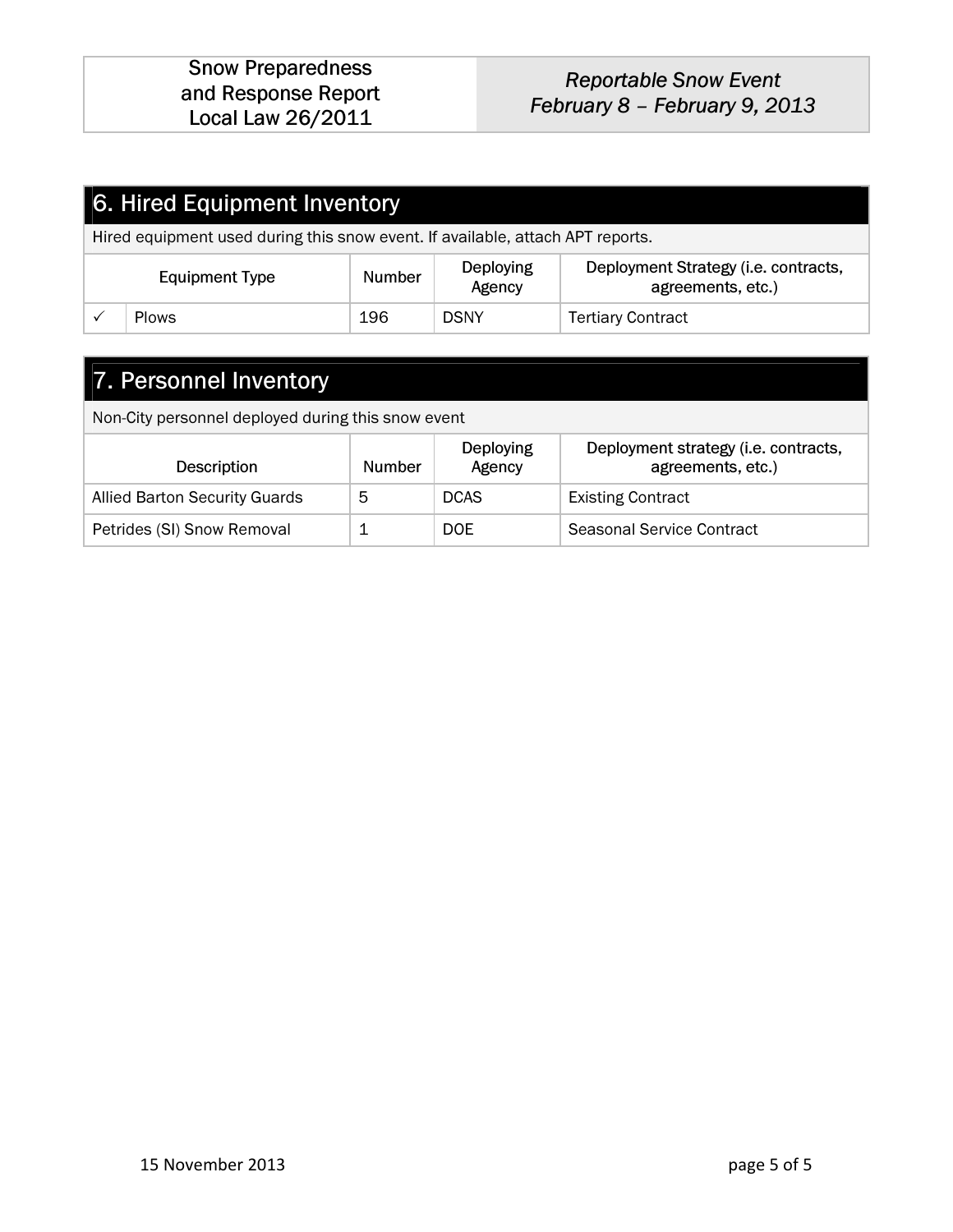## 6. Hired Equipment Inventory

Hired equipment used during this snow event. If available, attach APT reports.

| | Equipment Type | Number | Deploying Agency | Deployment Strategy (i.e. contracts, agreements, etc.) |
|---|---|---|---|---|
| ✓ | Plows | 196 | DSNY | Tertiary Contract |

## 7. Personnel Inventory

Non-City personnel deployed during this snow event

| Description | Number | Deploying Agency | Deployment strategy (i.e. contracts, agreements, etc.) |
|---|---|---|---|
| Allied Barton Security Guards | 5 | DCAS | Existing Contract |
| Petrides (SI) Snow Removal | 1 | DOE | Seasonal Service Contract |